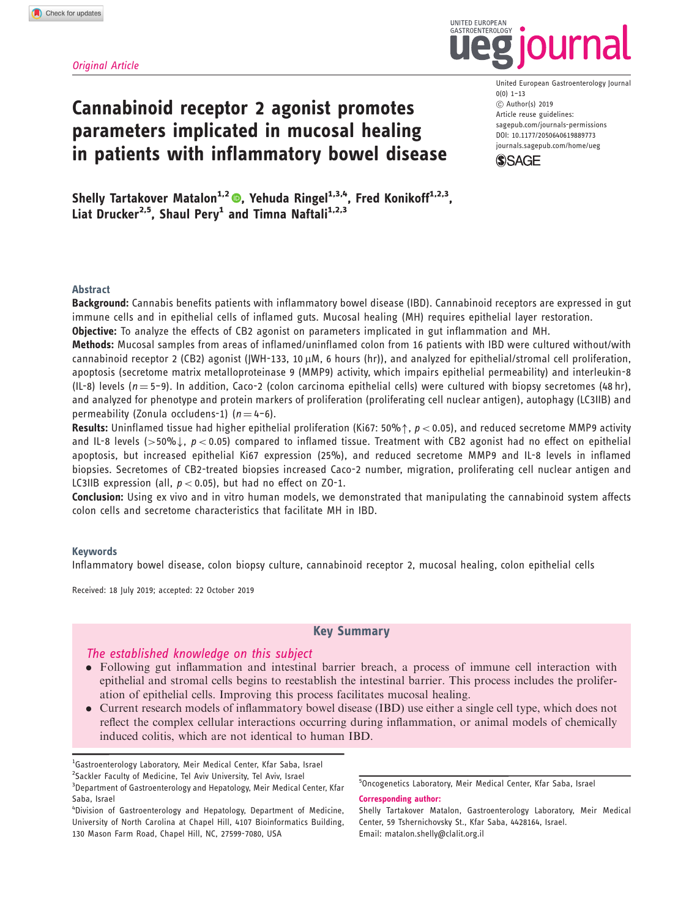Original Article

# Cannabinoid receptor 2 agonist promotes parameters implicated in mucosal healing in patients with inflammatory bowel disease

United European Gastroenterology Journal
0(0) 1–13
© Author(s) 2019
Article reuse guidelines:
sagepub.com/journals-permissions
DOI: 10.1177/2050640619889773
journals.sagepub.com/home/ueg

**Shelly Tartakover Matalon[1,2], Yehuda Ringel[1,3,4], Fred Konikoff[1,2,3], Liat Drucker[2,5], Shaul Pery[1] and Timna Naftali[1,2,3]**

## Abstract

**Background:** Cannabis benefits patients with inflammatory bowel disease (IBD). Cannabinoid receptors are expressed in gut immune cells and in epithelial cells of inflamed guts. Mucosal healing (MH) requires epithelial layer restoration.

**Objective:** To analyze the effects of CB2 agonist on parameters implicated in gut inflammation and MH.

**Methods:** Mucosal samples from areas of inflamed/uninflamed colon from 16 patients with IBD were cultured without/with cannabinoid receptor 2 (CB2) agonist (JWH-133, 10 μM, 6 hours (hr)), and analyzed for epithelial/stromal cell proliferation, apoptosis (secretome matrix metalloproteinase 9 (MMP9) activity, which impairs epithelial permeability) and interleukin-8 (IL-8) levels ($n = 5$–$9$). In addition, Caco-2 (colon carcinoma epithelial cells) were cultured with biopsy secretomes (48 hr), and analyzed for phenotype and protein markers of proliferation (proliferating cell nuclear antigen), autophagy (LC3IIB) and permeability (Zonula occludens-1) ($n = 4$–$6$).

**Results:** Uninflamed tissue had higher epithelial proliferation (Ki67: 50%↑, $p < 0.05$), and reduced secretome MMP9 activity and IL-8 levels (>50%↓, $p < 0.05$) compared to inflamed tissue. Treatment with CB2 agonist had no effect on epithelial apoptosis, but increased epithelial Ki67 expression (25%), and reduced secretome MMP9 and IL-8 levels in inflamed biopsies. Secretomes of CB2-treated biopsies increased Caco-2 number, migration, proliferating cell nuclear antigen and LC3IIB expression (all, $p < 0.05$), but had no effect on ZO-1.

**Conclusion:** Using ex vivo and in vitro human models, we demonstrated that manipulating the cannabinoid system affects colon cells and secretome characteristics that facilitate MH in IBD.

## Keywords

Inflammatory bowel disease, colon biopsy culture, cannabinoid receptor 2, mucosal healing, colon epithelial cells

Received: 18 July 2019; accepted: 22 October 2019

## Key Summary

*The established knowledge on this subject*

- Following gut inflammation and intestinal barrier breach, a process of immune cell interaction with epithelial and stromal cells begins to reestablish the intestinal barrier. This process includes the proliferation of epithelial cells. Improving this process facilitates mucosal healing.
- Current research models of inflammatory bowel disease (IBD) use either a single cell type, which does not reflect the complex cellular interactions occurring during inflammation, or animal models of chemically induced colitis, which are not identical to human IBD.

[1]Gastroenterology Laboratory, Meir Medical Center, Kfar Saba, Israel
[2]Sackler Faculty of Medicine, Tel Aviv University, Tel Aviv, Israel
[3]Department of Gastroenterology and Hepatology, Meir Medical Center, Kfar Saba, Israel
[4]Division of Gastroenterology and Hepatology, Department of Medicine, University of North Carolina at Chapel Hill, 4107 Bioinformatics Building, 130 Mason Farm Road, Chapel Hill, NC, 27599-7080, USA
[5]Oncogenetics Laboratory, Meir Medical Center, Kfar Saba, Israel

**Corresponding author:**
Shelly Tartakover Matalon, Gastroenterology Laboratory, Meir Medical Center, 59 Tshernichovsky St., Kfar Saba, 4428164, Israel.
Email: matalon.shelly@clalit.org.il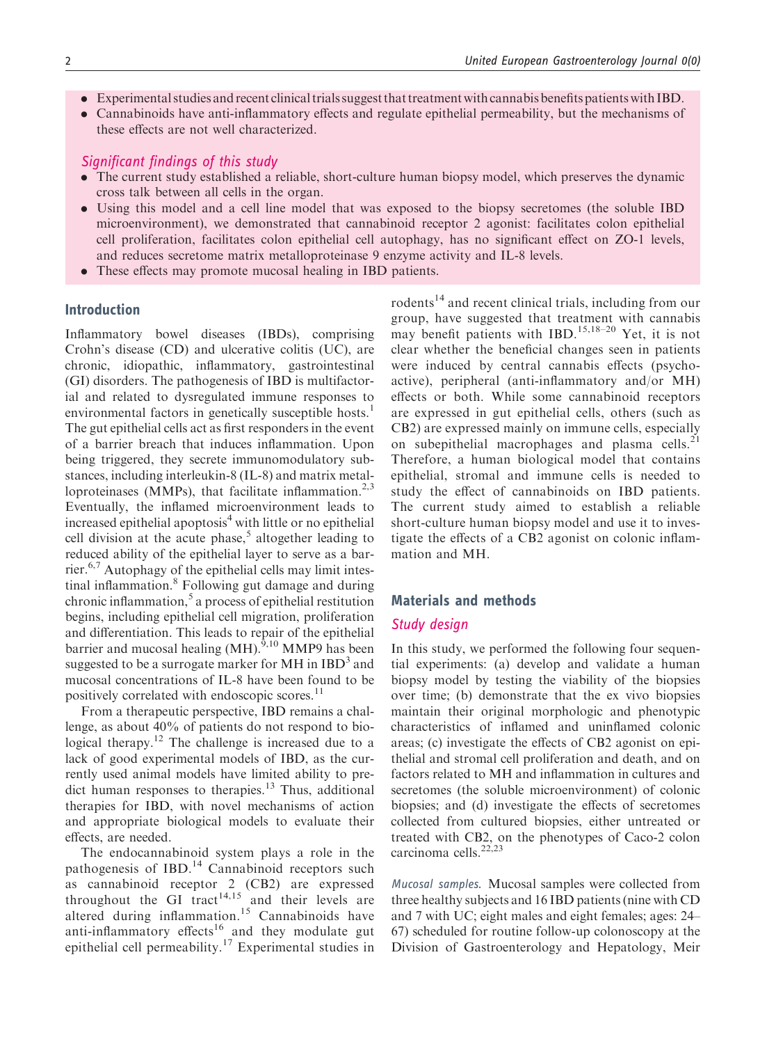- Experimental studies and recent clinical trials suggest that treatment with cannabis benefits patients with IBD.
- Cannabinoids have anti-inflammatory effects and regulate epithelial permeability, but the mechanisms of these effects are not well characterized.

### *Significant findings of this study*

- The current study established a reliable, short-culture human biopsy model, which preserves the dynamic cross talk between all cells in the organ.
- Using this model and a cell line model that was exposed to the biopsy secretomes (the soluble IBD microenvironment), we demonstrated that cannabinoid receptor 2 agonist: facilitates colon epithelial cell proliferation, facilitates colon epithelial cell autophagy, has no significant effect on ZO-1 levels, and reduces secretome matrix metalloproteinase 9 enzyme activity and IL-8 levels.
- These effects may promote mucosal healing in IBD patients.

## Introduction

Inflammatory bowel diseases (IBDs), comprising Crohn's disease (CD) and ulcerative colitis (UC), are chronic, idiopathic, inflammatory, gastrointestinal (GI) disorders. The pathogenesis of IBD is multifactorial and related to dysregulated immune responses to environmental factors in genetically susceptible hosts.[1] The gut epithelial cells act as first responders in the event of a barrier breach that induces inflammation. Upon being triggered, they secrete immunomodulatory substances, including interleukin-8 (IL-8) and matrix metalloproteinases (MMPs), that facilitate inflammation.[2,3] Eventually, the inflamed microenvironment leads to increased epithelial apoptosis[4] with little or no epithelial cell division at the acute phase,[5] altogether leading to reduced ability of the epithelial layer to serve as a barrier.[6,7] Autophagy of the epithelial cells may limit intestinal inflammation.[8] Following gut damage and during chronic inflammation,[5] a process of epithelial restitution begins, including epithelial cell migration, proliferation and differentiation. This leads to repair of the epithelial barrier and mucosal healing (MH).[9,10] MMP9 has been suggested to be a surrogate marker for MH in IBD[3] and mucosal concentrations of IL-8 have been found to be positively correlated with endoscopic scores.[11]

From a therapeutic perspective, IBD remains a challenge, as about 40% of patients do not respond to biological therapy.[12] The challenge is increased due to a lack of good experimental models of IBD, as the currently used animal models have limited ability to predict human responses to therapies.[13] Thus, additional therapies for IBD, with novel mechanisms of action and appropriate biological models to evaluate their effects, are needed.

The endocannabinoid system plays a role in the pathogenesis of IBD.[14] Cannabinoid receptors such as cannabinoid receptor 2 (CB2) are expressed throughout the GI tract[14,15] and their levels are altered during inflammation.[15] Cannabinoids have anti-inflammatory effects[16] and they modulate gut epithelial cell permeability.[17] Experimental studies in rodents[14] and recent clinical trials, including from our group, have suggested that treatment with cannabis may benefit patients with IBD.[15,18–20] Yet, it is not clear whether the beneficial changes seen in patients were induced by central cannabis effects (psychoactive), peripheral (anti-inflammatory and/or MH) effects or both. While some cannabinoid receptors are expressed in gut epithelial cells, others (such as CB2) are expressed mainly on immune cells, especially on subepithelial macrophages and plasma cells.[21] Therefore, a human biological model that contains epithelial, stromal and immune cells is needed to study the effect of cannabinoids on IBD patients. The current study aimed to establish a reliable short-culture human biopsy model and use it to investigate the effects of a CB2 agonist on colonic inflammation and MH.

## Materials and methods

### *Study design*

In this study, we performed the following four sequential experiments: (a) develop and validate a human biopsy model by testing the viability of the biopsies over time; (b) demonstrate that the ex vivo biopsies maintain their original morphologic and phenotypic characteristics of inflamed and uninflamed colonic areas; (c) investigate the effects of CB2 agonist on epithelial and stromal cell proliferation and death, and on factors related to MH and inflammation in cultures and secretomes (the soluble microenvironment) of colonic biopsies; and (d) investigate the effects of secretomes collected from cultured biopsies, either untreated or treated with CB2, on the phenotypes of Caco-2 colon carcinoma cells.[22,23]

*Mucosal samples.* Mucosal samples were collected from three healthy subjects and 16 IBD patients (nine with CD and 7 with UC; eight males and eight females; ages: 24–67) scheduled for routine follow-up colonoscopy at the Division of Gastroenterology and Hepatology, Meir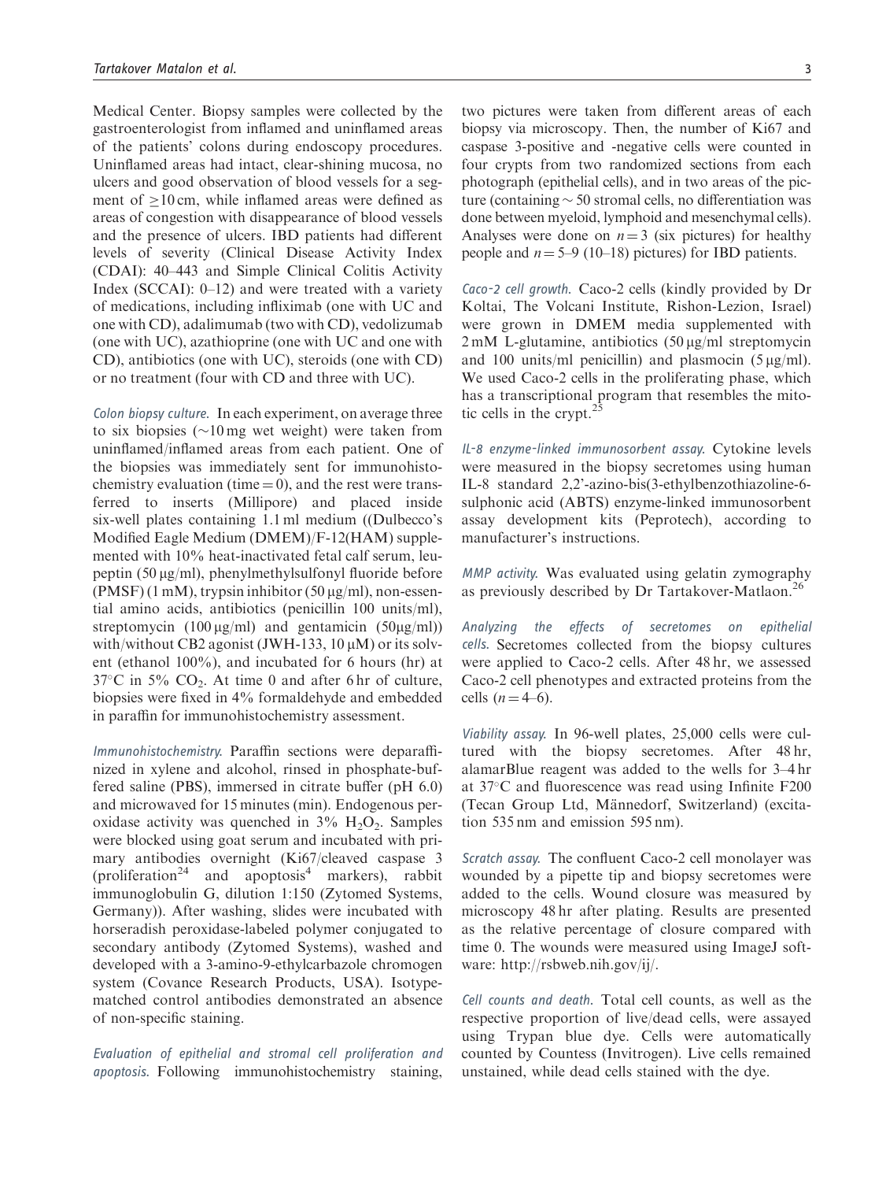Medical Center. Biopsy samples were collected by the gastroenterologist from inflamed and uninflamed areas of the patients' colons during endoscopy procedures. Uninflamed areas had intact, clear-shining mucosa, no ulcers and good observation of blood vessels for a segment of $\geq$10 cm, while inflamed areas were defined as areas of congestion with disappearance of blood vessels and the presence of ulcers. IBD patients had different levels of severity (Clinical Disease Activity Index (CDAI): 40–443 and Simple Clinical Colitis Activity Index (SCCAI): 0–12) and were treated with a variety of medications, including infliximab (one with UC and one with CD), adalimumab (two with CD), vedolizumab (one with UC), azathioprine (one with UC and one with CD), antibiotics (one with UC), steroids (one with CD) or no treatment (four with CD and three with UC).

*Colon biopsy culture.* In each experiment, on average three to six biopsies ($\sim$10 mg wet weight) were taken from uninflamed/inflamed areas from each patient. One of the biopsies was immediately sent for immunohistochemistry evaluation (time = 0), and the rest were transferred to inserts (Millipore) and placed inside six-well plates containing 1.1 ml medium ((Dulbecco's Modified Eagle Medium (DMEM)/F-12(HAM) supplemented with 10% heat-inactivated fetal calf serum, leupeptin (50 µg/ml), phenylmethylsulfonyl fluoride before (PMSF) (1 mM), trypsin inhibitor (50 µg/ml), non-essential amino acids, antibiotics (penicillin 100 units/ml), streptomycin (100 µg/ml) and gentamicin (50µg/ml)) with/without CB2 agonist (JWH-133, 10 µM) or its solvent (ethanol 100%), and incubated for 6 hours (hr) at 37°C in 5% $CO_2$. At time 0 and after 6 hr of culture, biopsies were fixed in 4% formaldehyde and embedded in paraffin for immunohistochemistry assessment.

*Immunohistochemistry.* Paraffin sections were deparaffinized in xylene and alcohol, rinsed in phosphate-buffered saline (PBS), immersed in citrate buffer (pH 6.0) and microwaved for 15 minutes (min). Endogenous peroxidase activity was quenched in 3% $H_2O_2$. Samples were blocked using goat serum and incubated with primary antibodies overnight (Ki67/cleaved caspase 3 (proliferation[24] and apoptosis[4] markers), rabbit immunoglobulin G, dilution 1:150 (Zytomed Systems, Germany)). After washing, slides were incubated with horseradish peroxidase-labeled polymer conjugated to secondary antibody (Zytomed Systems), washed and developed with a 3-amino-9-ethylcarbazole chromogen system (Covance Research Products, USA). Isotype-matched control antibodies demonstrated an absence of non-specific staining.

*Evaluation of epithelial and stromal cell proliferation and apoptosis.* Following immunohistochemistry staining, two pictures were taken from different areas of each biopsy via microscopy. Then, the number of Ki67 and caspase 3-positive and -negative cells were counted in four crypts from two randomized sections from each photograph (epithelial cells), and in two areas of the picture (containing $\sim$ 50 stromal cells, no differentiation was done between myeloid, lymphoid and mesenchymal cells). Analyses were done on $n = 3$ (six pictures) for healthy people and $n = 5$–9 (10–18) pictures) for IBD patients.

*Caco-2 cell growth.* Caco-2 cells (kindly provided by Dr Koltai, The Volcani Institute, Rishon-Lezion, Israel) were grown in DMEM media supplemented with 2 mM L-glutamine, antibiotics (50 µg/ml streptomycin and 100 units/ml penicillin) and plasmocin (5 µg/ml). We used Caco-2 cells in the proliferating phase, which has a transcriptional program that resembles the mitotic cells in the crypt.[25]

*IL-8 enzyme-linked immunosorbent assay.* Cytokine levels were measured in the biopsy secretomes using human IL-8 standard 2,2'-azino-bis(3-ethylbenzothiazoline-6-sulphonic acid (ABTS) enzyme-linked immunosorbent assay development kits (Peprotech), according to manufacturer's instructions.

*MMP activity.* Was evaluated using gelatin zymography as previously described by Dr Tartakover-Matlaon.[26]

*Analyzing the effects of secretomes on epithelial cells.* Secretomes collected from the biopsy cultures were applied to Caco-2 cells. After 48 hr, we assessed Caco-2 cell phenotypes and extracted proteins from the cells ($n = 4$–6).

*Viability assay.* In 96-well plates, 25,000 cells were cultured with the biopsy secretomes. After 48 hr, alamarBlue reagent was added to the wells for 3–4 hr at 37°C and fluorescence was read using Infinite F200 (Tecan Group Ltd, Männedorf, Switzerland) (excitation 535 nm and emission 595 nm).

*Scratch assay.* The confluent Caco-2 cell monolayer was wounded by a pipette tip and biopsy secretomes were added to the cells. Wound closure was measured by microscopy 48 hr after plating. Results are presented as the relative percentage of closure compared with time 0. The wounds were measured using ImageJ software: http://rsbweb.nih.gov/ij/.

*Cell counts and death.* Total cell counts, as well as the respective proportion of live/dead cells, were assayed using Trypan blue dye. Cells were automatically counted by Countess (Invitrogen). Live cells remained unstained, while dead cells stained with the dye.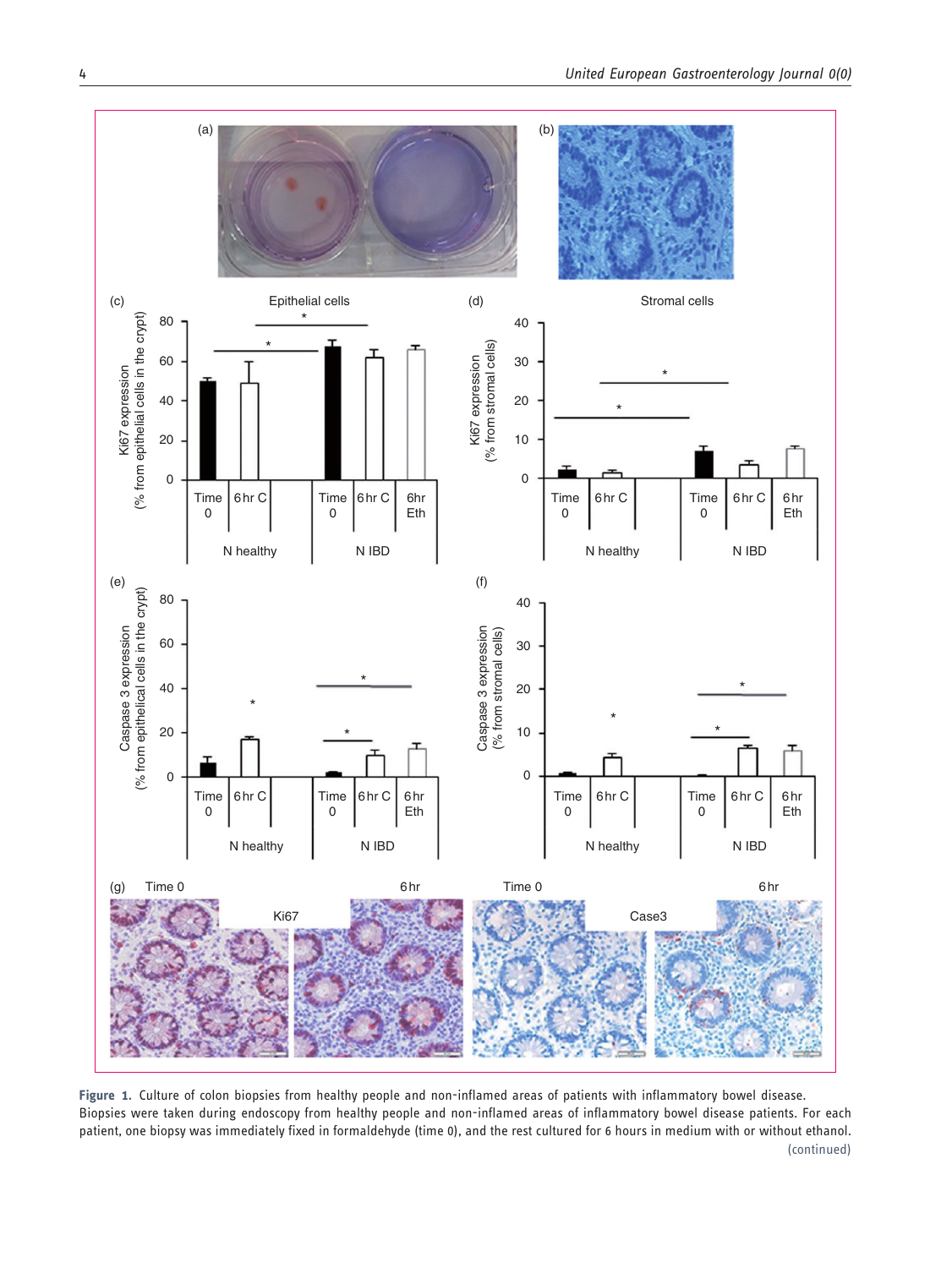**Figure 1.** Culture of colon biopsies from healthy people and non-inflamed areas of patients with inflammatory bowel disease. Biopsies were taken during endoscopy from healthy people and non-inflamed areas of inflammatory bowel disease patients. For each patient, one biopsy was immediately fixed in formaldehyde (time 0), and the rest cultured for 6 hours in medium with or without ethanol.

(continued)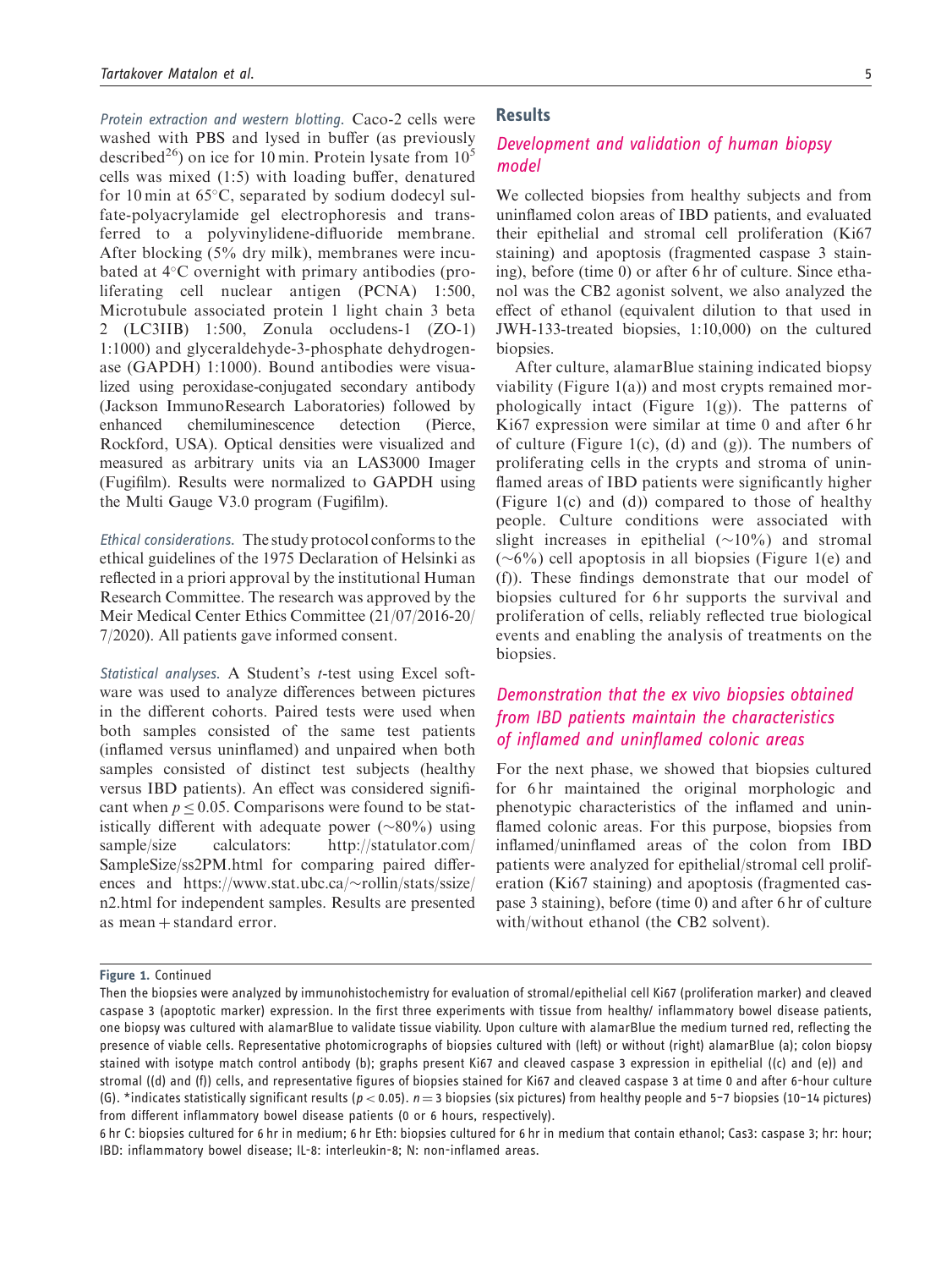*Protein extraction and western blotting.* Caco-2 cells were washed with PBS and lysed in buffer (as previously described[26]) on ice for 10 min. Protein lysate from $10^5$ cells was mixed (1:5) with loading buffer, denatured for 10 min at 65°C, separated by sodium dodecyl sulfate-polyacrylamide gel electrophoresis and transferred to a polyvinylidene-difluoride membrane. After blocking (5% dry milk), membranes were incubated at 4°C overnight with primary antibodies (proliferating cell nuclear antigen (PCNA) 1:500, Microtubule associated protein 1 light chain 3 beta 2 (LC3IIB) 1:500, Zonula occludens-1 (ZO-1) 1:1000) and glyceraldehyde-3-phosphate dehydrogenase (GAPDH) 1:1000). Bound antibodies were visualized using peroxidase-conjugated secondary antibody (Jackson ImmunoResearch Laboratories) followed by enhanced chemiluminescence detection (Pierce, Rockford, USA). Optical densities were visualized and measured as arbitrary units via an LAS3000 Imager (Fugifilm). Results were normalized to GAPDH using the Multi Gauge V3.0 program (Fugifilm).

*Ethical considerations.* The study protocol conforms to the ethical guidelines of the 1975 Declaration of Helsinki as reflected in a priori approval by the institutional Human Research Committee. The research was approved by the Meir Medical Center Ethics Committee (21/07/2016-20/7/2020). All patients gave informed consent.

*Statistical analyses.* A Student's $t$-test using Excel software was used to analyze differences between pictures in the different cohorts. Paired tests were used when both samples consisted of the same test patients (inflamed versus uninflamed) and unpaired when both samples consisted of distinct test subjects (healthy versus IBD patients). An effect was considered significant when $p \leq 0.05$. Comparisons were found to be statistically different with adequate power (~80%) using sample/size calculators: http://statulator.com/SampleSize/ss2PM.html for comparing paired differences and https://www.stat.ubc.ca/~rollin/stats/ssize/n2.html for independent samples. Results are presented as mean + standard error.

## Results

### Development and validation of human biopsy model

We collected biopsies from healthy subjects and from uninflamed colon areas of IBD patients, and evaluated their epithelial and stromal cell proliferation (Ki67 staining) and apoptosis (fragmented caspase 3 staining), before (time 0) or after 6 hr of culture. Since ethanol was the CB2 agonist solvent, we also analyzed the effect of ethanol (equivalent dilution to that used in JWH-133-treated biopsies, 1:10,000) on the cultured biopsies.

After culture, alamarBlue staining indicated biopsy viability (Figure 1(a)) and most crypts remained morphologically intact (Figure 1(g)). The patterns of Ki67 expression were similar at time 0 and after 6 hr of culture (Figure 1(c), (d) and (g)). The numbers of proliferating cells in the crypts and stroma of uninflamed areas of IBD patients were significantly higher (Figure 1(c) and (d)) compared to those of healthy people. Culture conditions were associated with slight increases in epithelial (~10%) and stromal (~6%) cell apoptosis in all biopsies (Figure 1(e) and (f)). These findings demonstrate that our model of biopsies cultured for 6 hr supports the survival and proliferation of cells, reliably reflected true biological events and enabling the analysis of treatments on the biopsies.

### Demonstration that the ex vivo biopsies obtained from IBD patients maintain the characteristics of inflamed and uninflamed colonic areas

For the next phase, we showed that biopsies cultured for 6 hr maintained the original morphologic and phenotypic characteristics of the inflamed and uninflamed colonic areas. For this purpose, biopsies from inflamed/uninflamed areas of the colon from IBD patients were analyzed for epithelial/stromal cell proliferation (Ki67 staining) and apoptosis (fragmented caspase 3 staining), before (time 0) and after 6 hr of culture with/without ethanol (the CB2 solvent).

**Figure 1.** Continued

Then the biopsies were analyzed by immunohistochemistry for evaluation of stromal/epithelial cell Ki67 (proliferation marker) and cleaved caspase 3 (apoptotic marker) expression. In the first three experiments with tissue from healthy/ inflammatory bowel disease patients, one biopsy was cultured with alamarBlue to validate tissue viability. Upon culture with alamarBlue the medium turned red, reflecting the presence of viable cells. Representative photomicrographs of biopsies cultured with (left) or without (right) alamarBlue (a); colon biopsy stained with isotype match control antibody (b); graphs present Ki67 and cleaved caspase 3 expression in epithelial ((c) and (e)) and stromal ((d) and (f)) cells, and representative figures of biopsies stained for Ki67 and cleaved caspase 3 at time 0 and after 6-hour culture (G). *indicates statistically significant results ($p < 0.05$). $n = 3$ biopsies (six pictures) from healthy people and 5–7 biopsies (10–14 pictures) from different inflammatory bowel disease patients (0 or 6 hours, respectively).

6 hr C: biopsies cultured for 6 hr in medium; 6 hr Eth: biopsies cultured for 6 hr in medium that contain ethanol; Cas3: caspase 3; hr: hour; IBD: inflammatory bowel disease; IL-8: interleukin-8; N: non-inflamed areas.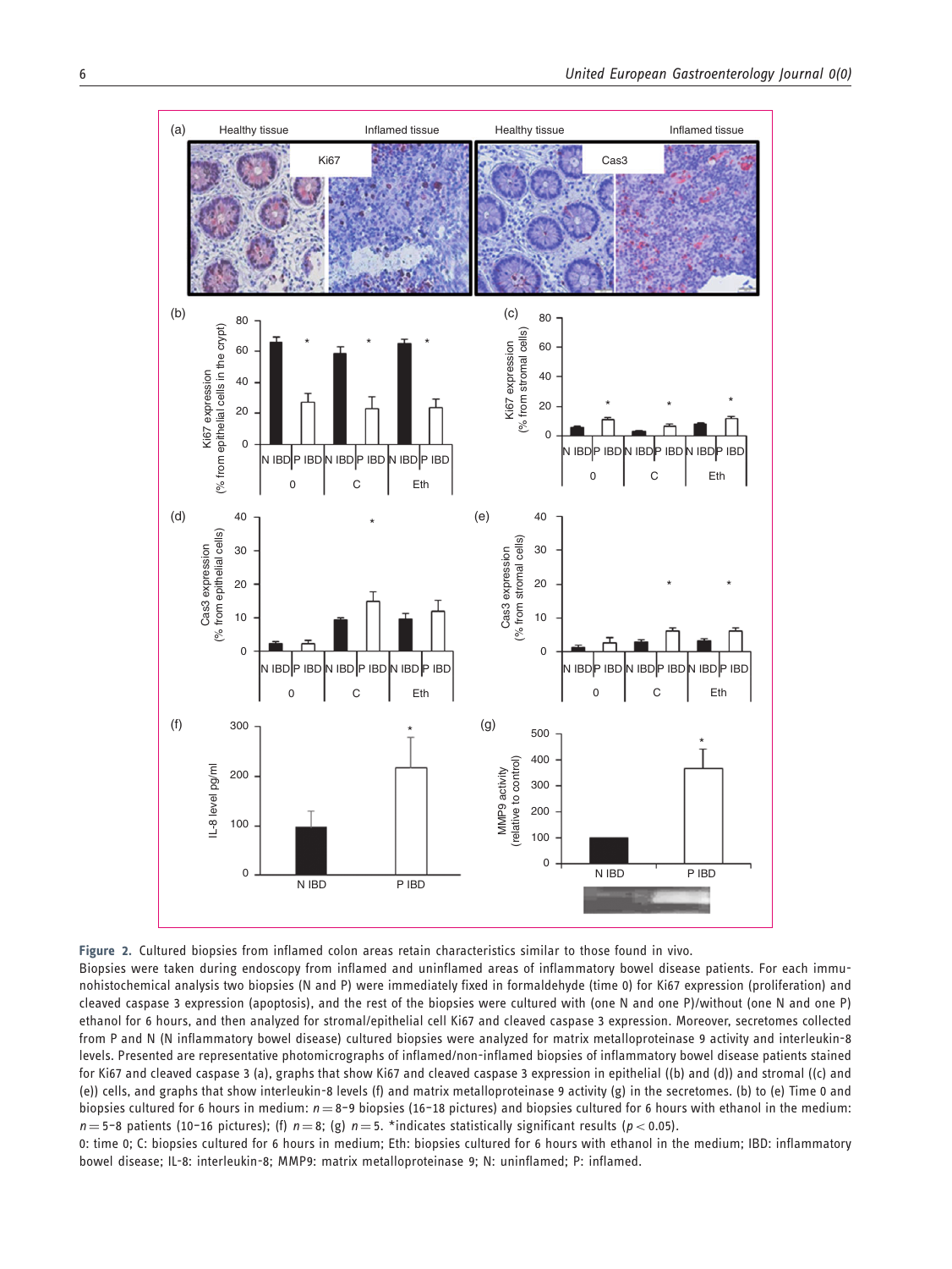**Figure 2.** Cultured biopsies from inflamed colon areas retain characteristics similar to those found in vivo.

Biopsies were taken during endoscopy from inflamed and uninflamed areas of inflammatory bowel disease patients. For each immunohistochemical analysis two biopsies (N and P) were immediately fixed in formaldehyde (time 0) for Ki67 expression (proliferation) and cleaved caspase 3 expression (apoptosis), and the rest of the biopsies were cultured with (one N and one P)/without (one N and one P) ethanol for 6 hours, and then analyzed for stromal/epithelial cell Ki67 and cleaved caspase 3 expression. Moreover, secretomes collected from P and N (N inflammatory bowel disease) cultured biopsies were analyzed for matrix metalloproteinase 9 activity and interleukin-8 levels. Presented are representative photomicrographs of inflamed/non-inflamed biopsies of inflammatory bowel disease patients stained for Ki67 and cleaved caspase 3 (a), graphs that show Ki67 and cleaved caspase 3 expression in epithelial ((b) and (d)) and stromal ((c) and (e)) cells, and graphs that show interleukin-8 levels (f) and matrix metalloproteinase 9 activity (g) in the secretomes. (b) to (e) Time 0 and biopsies cultured for 6 hours in medium: $n = 8$–9 biopsies (16–18 pictures) and biopsies cultured for 6 hours with ethanol in the medium: $n = 5$–8 patients (10–16 pictures); (f) $n = 8$; (g) $n = 5$. *indicates statistically significant results ($p < 0.05$).

0: time 0; C: biopsies cultured for 6 hours in medium; Eth: biopsies cultured for 6 hours with ethanol in the medium; IBD: inflammatory bowel disease; IL-8: interleukin-8; MMP9: matrix metalloproteinase 9; N: uninflamed; P: inflamed.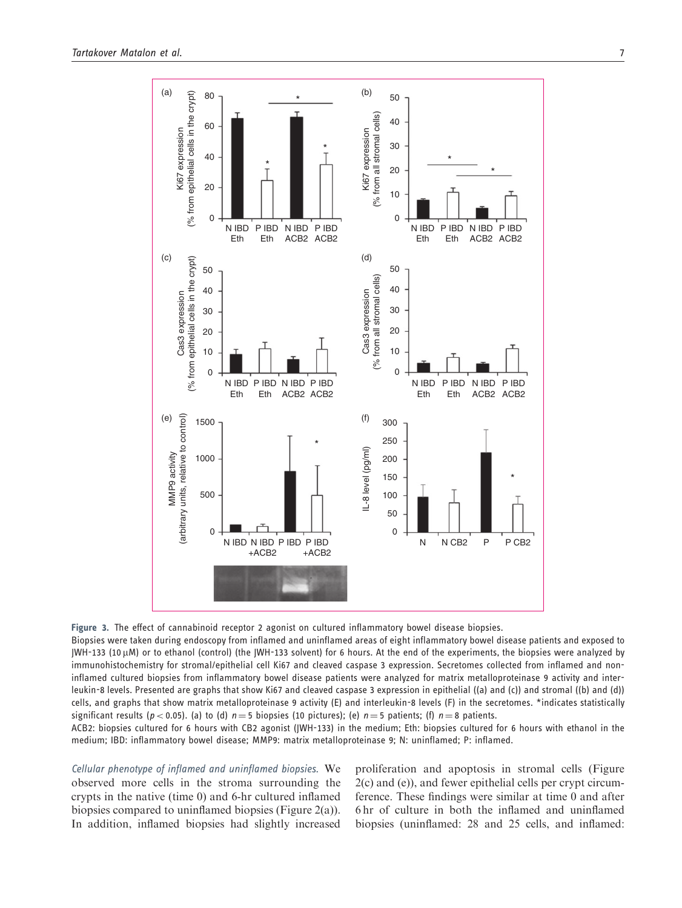**Figure 3.** The effect of cannabinoid receptor 2 agonist on cultured inflammatory bowel disease biopsies.

Biopsies were taken during endoscopy from inflamed and uninflamed areas of eight inflammatory bowel disease patients and exposed to JWH-133 (10 μM) or to ethanol (control) (the JWH-133 solvent) for 6 hours. At the end of the experiments, the biopsies were analyzed by immunohistochemistry for stromal/epithelial cell Ki67 and cleaved caspase 3 expression. Secretomes collected from inflamed and non-inflamed cultured biopsies from inflammatory bowel disease patients were analyzed for matrix metalloproteinase 9 activity and interleukin-8 levels. Presented are graphs that show Ki67 and cleaved caspase 3 expression in epithelial ((a) and (c)) and stromal ((b) and (d)) cells, and graphs that show matrix metalloproteinase 9 activity (E) and interleukin-8 levels (F) in the secretomes. *indicates statistically significant results ($p < 0.05$). (a) to (d) $n = 5$ biopsies (10 pictures); (e) $n = 5$ patients; (f) $n = 8$ patients.

ACB2: biopsies cultured for 6 hours with CB2 agonist (JWH-133) in the medium; Eth: biopsies cultured for 6 hours with ethanol in the medium; IBD: inflammatory bowel disease; MMP9: matrix metalloproteinase 9; N: uninflamed; P: inflamed.

*Cellular phenotype of inflamed and uninflamed biopsies.* We observed more cells in the stroma surrounding the crypts in the native (time 0) and 6-hr cultured inflamed biopsies compared to uninflamed biopsies (Figure 2(a)). In addition, inflamed biopsies had slightly increased proliferation and apoptosis in stromal cells (Figure 2(c) and (e)), and fewer epithelial cells per crypt circumference. These findings were similar at time 0 and after 6 hr of culture in both the inflamed and uninflamed biopsies (uninflamed: 28 and 25 cells, and inflamed: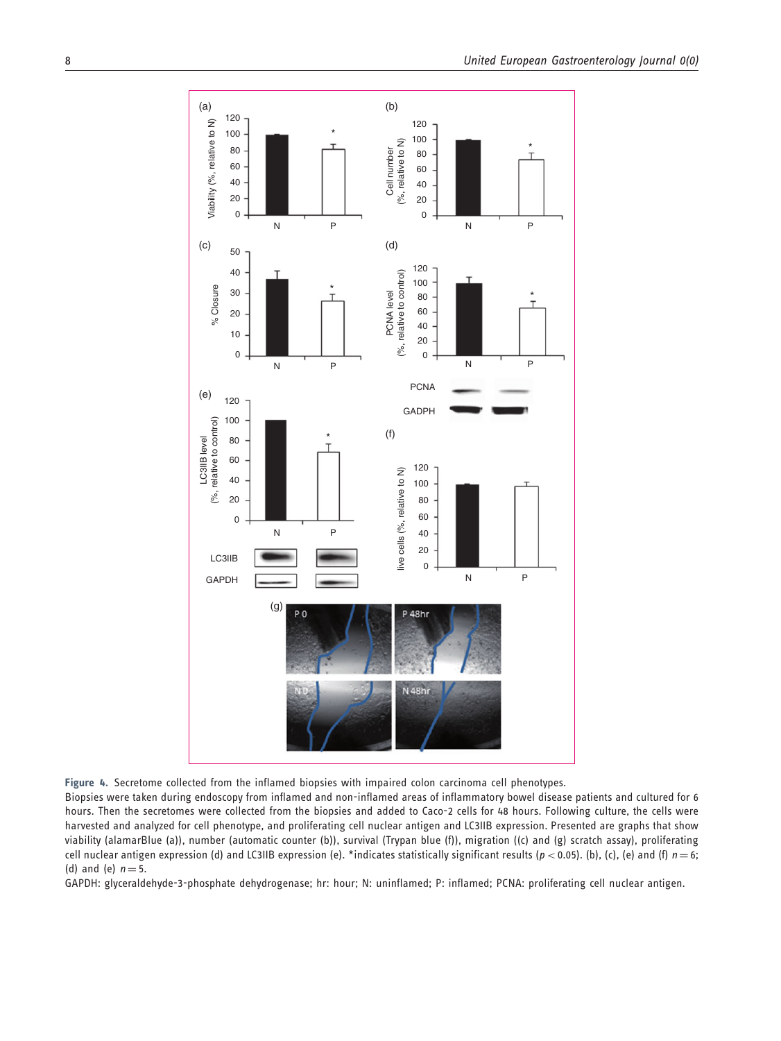**Figure 4.** Secretome collected from the inflamed biopsies with impaired colon carcinoma cell phenotypes.
Biopsies were taken during endoscopy from inflamed and non-inflamed areas of inflammatory bowel disease patients and cultured for 6 hours. Then the secretomes were collected from the biopsies and added to Caco-2 cells for 48 hours. Following culture, the cells were harvested and analyzed for cell phenotype, and proliferating cell nuclear antigen and LC3IIB expression. Presented are graphs that show viability (alamarBlue (a)), number (automatic counter (b)), survival (Trypan blue (f)), migration ((c) and (g) scratch assay), proliferating cell nuclear antigen expression (d) and LC3IIB expression (e). *indicates statistically significant results ($p < 0.05$). (b), (c), (e) and (f) $n = 6$; (d) and (e) $n = 5$.
GAPDH: glyceraldehyde-3-phosphate dehydrogenase; hr: hour; N: uninflamed; P: inflamed; PCNA: proliferating cell nuclear antigen.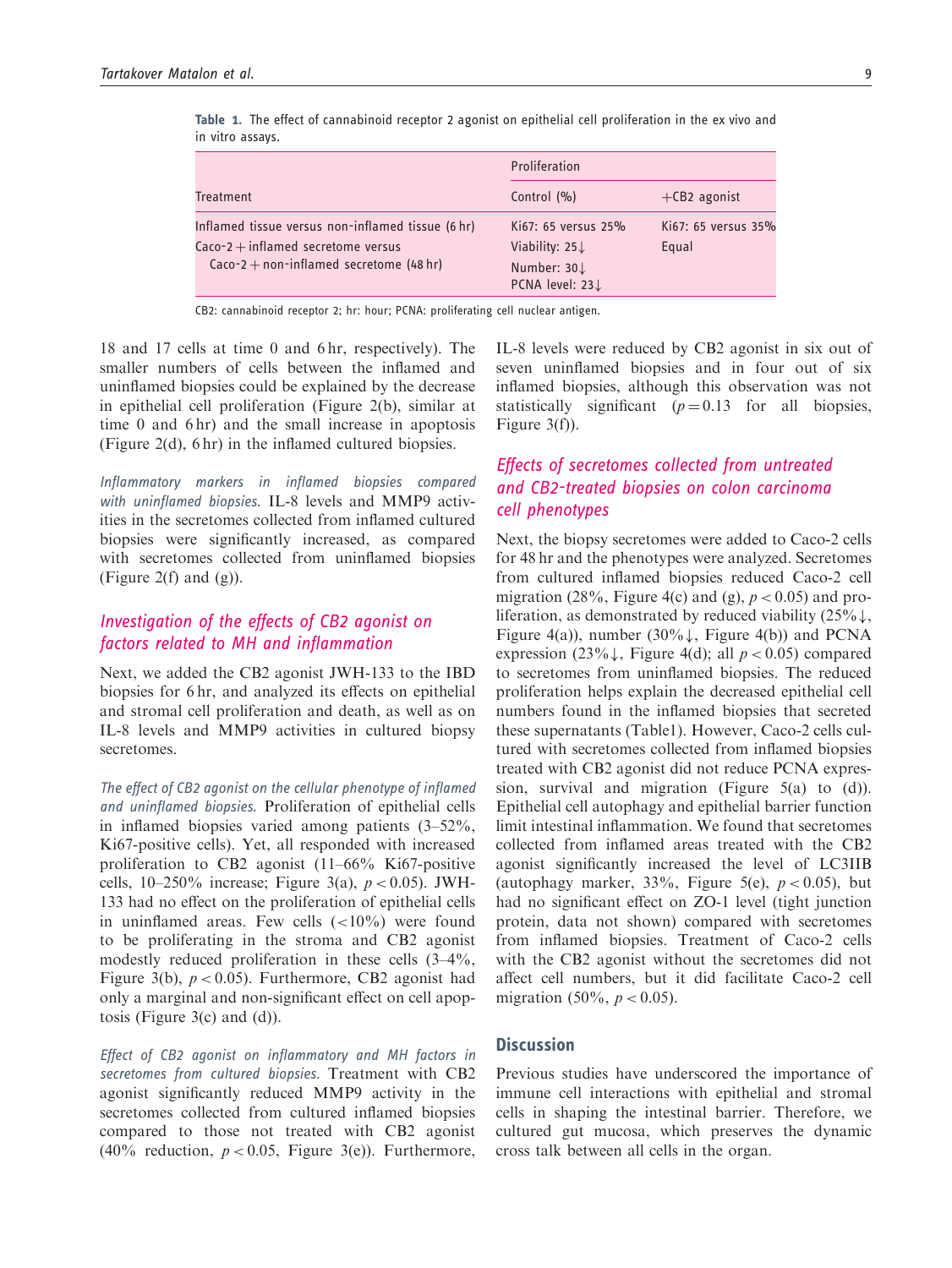**Table 1.** The effect of cannabinoid receptor 2 agonist on epithelial cell proliferation in the ex vivo and in vitro assays.

| Treatment | Proliferation | |
|---|---|---|
| | Control (%) | +CB2 agonist |
| Inflamed tissue versus non-inflamed tissue (6 hr) | Ki67: 65 versus 25% | Ki67: 65 versus 35% |
| Caco-2 + inflamed secretome versus Caco-2 + non-inflamed secretome (48 hr) | Viability: 25↓<br>Number: 30↓<br>PCNA level: 23↓ | Equal |

CB2: cannabinoid receptor 2; hr: hour; PCNA: proliferating cell nuclear antigen.

18 and 17 cells at time 0 and 6 hr, respectively). The smaller numbers of cells between the inflamed and uninflamed biopsies could be explained by the decrease in epithelial cell proliferation (Figure 2(b), similar at time 0 and 6 hr) and the small increase in apoptosis (Figure 2(d), 6 hr) in the inflamed cultured biopsies.

*Inflammatory markers in inflamed biopsies compared with uninflamed biopsies.* IL-8 levels and MMP9 activities in the secretomes collected from inflamed cultured biopsies were significantly increased, as compared with secretomes collected from uninflamed biopsies (Figure 2(f) and (g)).

### Investigation of the effects of CB2 agonist on factors related to MH and inflammation

Next, we added the CB2 agonist JWH-133 to the IBD biopsies for 6 hr, and analyzed its effects on epithelial and stromal cell proliferation and death, as well as on IL-8 levels and MMP9 activities in cultured biopsy secretomes.

*The effect of CB2 agonist on the cellular phenotype of inflamed and uninflamed biopsies.* Proliferation of epithelial cells in inflamed biopsies varied among patients (3–52%, Ki67-positive cells). Yet, all responded with increased proliferation to CB2 agonist (11–66% Ki67-positive cells, 10–250% increase; Figure 3(a), $p < 0.05$). JWH-133 had no effect on the proliferation of epithelial cells in uninflamed areas. Few cells (<10%) were found to be proliferating in the stroma and CB2 agonist modestly reduced proliferation in these cells (3–4%, Figure 3(b), $p < 0.05$). Furthermore, CB2 agonist had only a marginal and non-significant effect on cell apoptosis (Figure 3(c) and (d)).

*Effect of CB2 agonist on inflammatory and MH factors in secretomes from cultured biopsies.* Treatment with CB2 agonist significantly reduced MMP9 activity in the secretomes collected from cultured inflamed biopsies compared to those not treated with CB2 agonist (40% reduction, $p < 0.05$, Figure 3(e)). Furthermore, IL-8 levels were reduced by CB2 agonist in six out of seven uninflamed biopsies and in four out of six inflamed biopsies, although this observation was not statistically significant ($p = 0.13$ for all biopsies, Figure 3(f)).

### Effects of secretomes collected from untreated and CB2-treated biopsies on colon carcinoma cell phenotypes

Next, the biopsy secretomes were added to Caco-2 cells for 48 hr and the phenotypes were analyzed. Secretomes from cultured inflamed biopsies reduced Caco-2 cell migration (28%, Figure 4(c) and (g), $p < 0.05$) and proliferation, as demonstrated by reduced viability (25%↓, Figure 4(a)), number (30%↓, Figure 4(b)) and PCNA expression (23%↓, Figure 4(d); all $p < 0.05$) compared to secretomes from uninflamed biopsies. The reduced proliferation helps explain the decreased epithelial cell numbers found in the inflamed biopsies that secreted these supernatants (Table1). However, Caco-2 cells cultured with secretomes collected from inflamed biopsies treated with CB2 agonist did not reduce PCNA expression, survival and migration (Figure 5(a) to (d)). Epithelial cell autophagy and epithelial barrier function limit intestinal inflammation. We found that secretomes collected from inflamed areas treated with the CB2 agonist significantly increased the level of LC3IIB (autophagy marker, 33%, Figure 5(e), $p < 0.05$), but had no significant effect on ZO-1 level (tight junction protein, data not shown) compared with secretomes from inflamed biopsies. Treatment of Caco-2 cells with the CB2 agonist without the secretomes did not affect cell numbers, but it did facilitate Caco-2 cell migration (50%, $p < 0.05$).

## Discussion

Previous studies have underscored the importance of immune cell interactions with epithelial and stromal cells in shaping the intestinal barrier. Therefore, we cultured gut mucosa, which preserves the dynamic cross talk between all cells in the organ.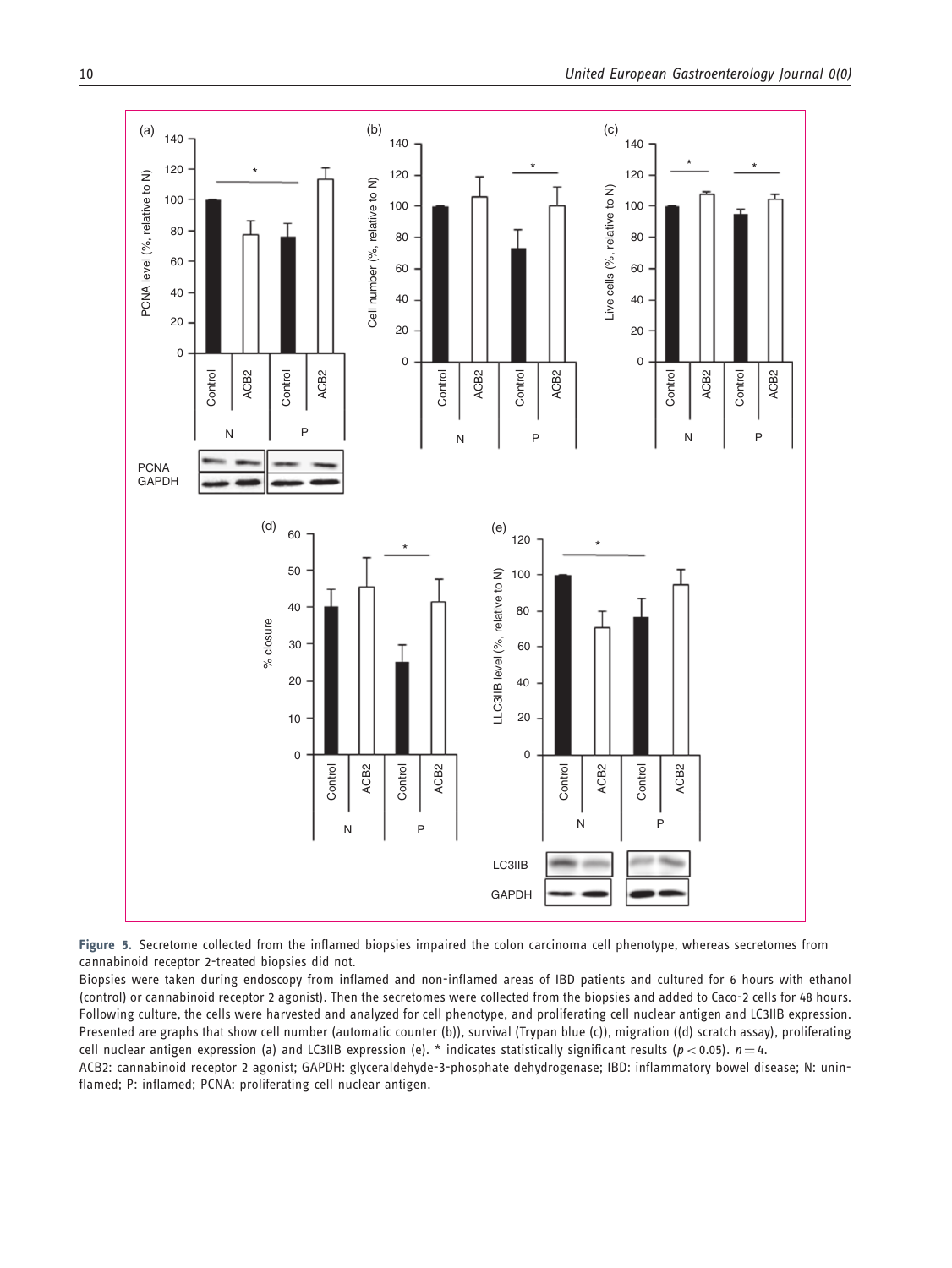**Figure 5.** Secretome collected from the inflamed biopsies impaired the colon carcinoma cell phenotype, whereas secretomes from cannabinoid receptor 2-treated biopsies did not.

Biopsies were taken during endoscopy from inflamed and non-inflamed areas of IBD patients and cultured for 6 hours with ethanol (control) or cannabinoid receptor 2 agonist). Then the secretomes were collected from the biopsies and added to Caco-2 cells for 48 hours. Following culture, the cells were harvested and analyzed for cell phenotype, and proliferating cell nuclear antigen and LC3IIB expression. Presented are graphs that show cell number (automatic counter (b)), survival (Trypan blue (c)), migration ((d) scratch assay), proliferating cell nuclear antigen expression (a) and LC3IIB expression (e). * indicates statistically significant results ($p < 0.05$). $n = 4$.

ACB2: cannabinoid receptor 2 agonist; GAPDH: glyceraldehyde-3-phosphate dehydrogenase; IBD: inflammatory bowel disease; N: uninflamed; P: inflamed; PCNA: proliferating cell nuclear antigen.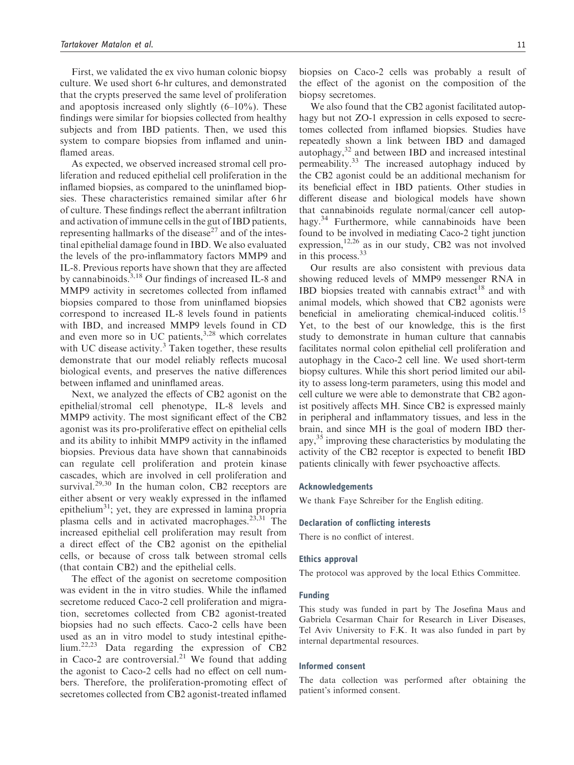First, we validated the ex vivo human colonic biopsy culture. We used short 6-hr cultures, and demonstrated that the crypts preserved the same level of proliferation and apoptosis increased only slightly (6–10%). These findings were similar for biopsies collected from healthy subjects and from IBD patients. Then, we used this system to compare biopsies from inflamed and uninflamed areas.

As expected, we observed increased stromal cell proliferation and reduced epithelial cell proliferation in the inflamed biopsies, as compared to the uninflamed biopsies. These characteristics remained similar after 6 hr of culture. These findings reflect the aberrant infiltration and activation of immune cells in the gut of IBD patients, representing hallmarks of the disease[27] and of the intestinal epithelial damage found in IBD. We also evaluated the levels of the pro-inflammatory factors MMP9 and IL-8. Previous reports have shown that they are affected by cannabinoids.[3,18] Our findings of increased IL-8 and MMP9 activity in secretomes collected from inflamed biopsies compared to those from uninflamed biopsies correspond to increased IL-8 levels found in patients with IBD, and increased MMP9 levels found in CD and even more so in UC patients,[3,28] which correlates with UC disease activity.[3] Taken together, these results demonstrate that our model reliably reflects mucosal biological events, and preserves the native differences between inflamed and uninflamed areas.

Next, we analyzed the effects of CB2 agonist on the epithelial/stromal cell phenotype, IL-8 levels and MMP9 activity. The most significant effect of the CB2 agonist was its pro-proliferative effect on epithelial cells and its ability to inhibit MMP9 activity in the inflamed biopsies. Previous data have shown that cannabinoids can regulate cell proliferation and protein kinase cascades, which are involved in cell proliferation and survival.[29,30] In the human colon, CB2 receptors are either absent or very weakly expressed in the inflamed epithelium[31]; yet, they are expressed in lamina propria plasma cells and in activated macrophages.[23,31] The increased epithelial cell proliferation may result from a direct effect of the CB2 agonist on the epithelial cells, or because of cross talk between stromal cells (that contain CB2) and the epithelial cells.

The effect of the agonist on secretome composition was evident in the in vitro studies. While the inflamed secretome reduced Caco-2 cell proliferation and migration, secretomes collected from CB2 agonist-treated biopsies had no such effects. Caco-2 cells have been used as an in vitro model to study intestinal epithelium.[22,23] Data regarding the expression of CB2 in Caco-2 are controversial.[21] We found that adding the agonist to Caco-2 cells had no effect on cell numbers. Therefore, the proliferation-promoting effect of secretomes collected from CB2 agonist-treated inflamed biopsies on Caco-2 cells was probably a result of the effect of the agonist on the composition of the biopsy secretomes.

We also found that the CB2 agonist facilitated autophagy but not ZO-1 expression in cells exposed to secretomes collected from inflamed biopsies. Studies have repeatedly shown a link between IBD and damaged autophagy,[32] and between IBD and increased intestinal permeability.[33] The increased autophagy induced by the CB2 agonist could be an additional mechanism for its beneficial effect in IBD patients. Other studies in different disease and biological models have shown that cannabinoids regulate normal/cancer cell autophagy.[34] Furthermore, while cannabinoids have been found to be involved in mediating Caco-2 tight junction expression,[12,26] as in our study, CB2 was not involved in this process.[33]

Our results are also consistent with previous data showing reduced levels of MMP9 messenger RNA in IBD biopsies treated with cannabis extract[18] and with animal models, which showed that CB2 agonists were beneficial in ameliorating chemical-induced colitis.[15] Yet, to the best of our knowledge, this is the first study to demonstrate in human culture that cannabis facilitates normal colon epithelial cell proliferation and autophagy in the Caco-2 cell line. We used short-term biopsy cultures. While this short period limited our ability to assess long-term parameters, using this model and cell culture we were able to demonstrate that CB2 agonist positively affects MH. Since CB2 is expressed mainly in peripheral and inflammatory tissues, and less in the brain, and since MH is the goal of modern IBD therapy,[35] improving these characteristics by modulating the activity of the CB2 receptor is expected to benefit IBD patients clinically with fewer psychoactive affects.

## Acknowledgements

We thank Faye Schreiber for the English editing.

## Declaration of conflicting interests

There is no conflict of interest.

## Ethics approval

The protocol was approved by the local Ethics Committee.

## Funding

This study was funded in part by The Josefina Maus and Gabriela Cesarman Chair for Research in Liver Diseases, Tel Aviv University to F.K. It was also funded in part by internal departmental resources.

## Informed consent

The data collection was performed after obtaining the patient's informed consent.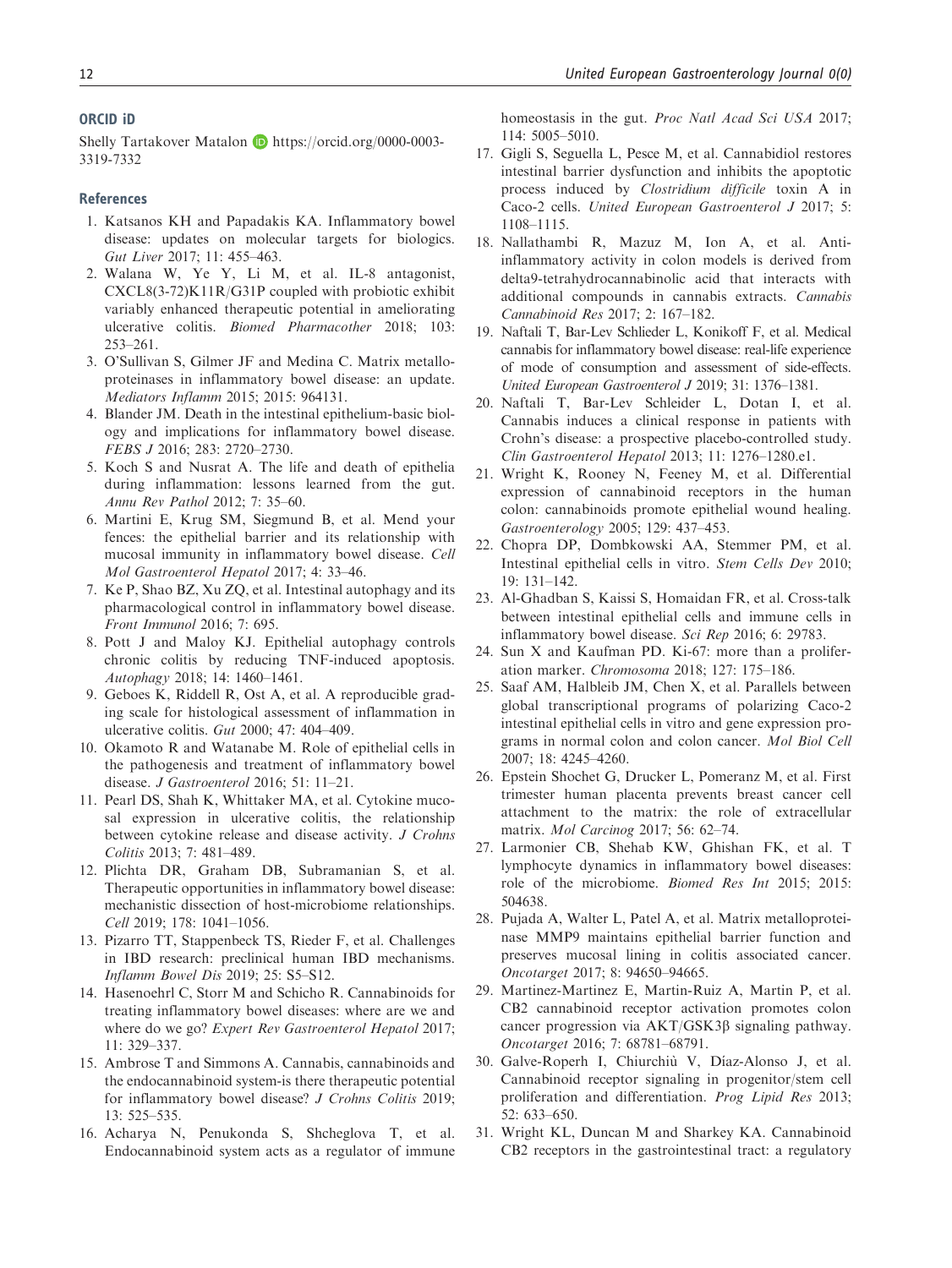## ORCID iD

Shelly Tartakover Matalon https://orcid.org/0000-0003-3319-7332

## References

1. Katsanos KH and Papadakis KA. Inflammatory bowel disease: updates on molecular targets for biologics. *Gut Liver* 2017; 11: 455–463.
2. Walana W, Ye Y, Li M, et al. IL-8 antagonist, CXCL8(3-72)K11R/G31P coupled with probiotic exhibit variably enhanced therapeutic potential in ameliorating ulcerative colitis. *Biomed Pharmacother* 2018; 103: 253–261.
3. O'Sullivan S, Gilmer JF and Medina C. Matrix metalloproteinases in inflammatory bowel disease: an update. *Mediators Inflamm* 2015; 2015: 964131.
4. Blander JM. Death in the intestinal epithelium-basic biology and implications for inflammatory bowel disease. *FEBS J* 2016; 283: 2720–2730.
5. Koch S and Nusrat A. The life and death of epithelia during inflammation: lessons learned from the gut. *Annu Rev Pathol* 2012; 7: 35–60.
6. Martini E, Krug SM, Siegmund B, et al. Mend your fences: the epithelial barrier and its relationship with mucosal immunity in inflammatory bowel disease. *Cell Mol Gastroenterol Hepatol* 2017; 4: 33–46.
7. Ke P, Shao BZ, Xu ZQ, et al. Intestinal autophagy and its pharmacological control in inflammatory bowel disease. *Front Immunol* 2016; 7: 695.
8. Pott J and Maloy KJ. Epithelial autophagy controls chronic colitis by reducing TNF-induced apoptosis. *Autophagy* 2018; 14: 1460–1461.
9. Geboes K, Riddell R, Ost A, et al. A reproducible grading scale for histological assessment of inflammation in ulcerative colitis. *Gut* 2000; 47: 404–409.
10. Okamoto R and Watanabe M. Role of epithelial cells in the pathogenesis and treatment of inflammatory bowel disease. *J Gastroenterol* 2016; 51: 11–21.
11. Pearl DS, Shah K, Whittaker MA, et al. Cytokine mucosal expression in ulcerative colitis, the relationship between cytokine release and disease activity. *J Crohns Colitis* 2013; 7: 481–489.
12. Plichta DR, Graham DB, Subramanian S, et al. Therapeutic opportunities in inflammatory bowel disease: mechanistic dissection of host-microbiome relationships. *Cell* 2019; 178: 1041–1056.
13. Pizarro TT, Stappenbeck TS, Rieder F, et al. Challenges in IBD research: preclinical human IBD mechanisms. *Inflamm Bowel Dis* 2019; 25: S5–S12.
14. Hasenoehrl C, Storr M and Schicho R. Cannabinoids for treating inflammatory bowel diseases: where are we and where do we go? *Expert Rev Gastroenterol Hepatol* 2017; 11: 329–337.
15. Ambrose T and Simmons A. Cannabis, cannabinoids and the endocannabinoid system-is there therapeutic potential for inflammatory bowel disease? *J Crohns Colitis* 2019; 13: 525–535.
16. Acharya N, Penukonda S, Shcheglova T, et al. Endocannabinoid system acts as a regulator of immune homeostasis in the gut. *Proc Natl Acad Sci USA* 2017; 114: 5005–5010.
17. Gigli S, Seguella L, Pesce M, et al. Cannabidiol restores intestinal barrier dysfunction and inhibits the apoptotic process induced by *Clostridium difficile* toxin A in Caco-2 cells. *United European Gastroenterol J* 2017; 5: 1108–1115.
18. Nallathambi R, Mazuz M, Ion A, et al. Anti-inflammatory activity in colon models is derived from delta9-tetrahydrocannabinolic acid that interacts with additional compounds in cannabis extracts. *Cannabis Cannabinoid Res* 2017; 2: 167–182.
19. Naftali T, Bar-Lev Schlieder L, Konikoff F, et al. Medical cannabis for inflammatory bowel disease: real-life experience of mode of consumption and assessment of side-effects. *United European Gastroenterol J* 2019; 31: 1376–1381.
20. Naftali T, Bar-Lev Schleider L, Dotan I, et al. Cannabis induces a clinical response in patients with Crohn's disease: a prospective placebo-controlled study. *Clin Gastroenterol Hepatol* 2013; 11: 1276–1280.e1.
21. Wright K, Rooney N, Feeney M, et al. Differential expression of cannabinoid receptors in the human colon: cannabinoids promote epithelial wound healing. *Gastroenterology* 2005; 129: 437–453.
22. Chopra DP, Dombkowski AA, Stemmer PM, et al. Intestinal epithelial cells in vitro. *Stem Cells Dev* 2010; 19: 131–142.
23. Al-Ghadban S, Kaissi S, Homaidan FR, et al. Cross-talk between intestinal epithelial cells and immune cells in inflammatory bowel disease. *Sci Rep* 2016; 6: 29783.
24. Sun X and Kaufman PD. Ki-67: more than a proliferation marker. *Chromosoma* 2018; 127: 175–186.
25. Saaf AM, Halbleib JM, Chen X, et al. Parallels between global transcriptional programs of polarizing Caco-2 intestinal epithelial cells in vitro and gene expression programs in normal colon and colon cancer. *Mol Biol Cell* 2007; 18: 4245–4260.
26. Epstein Shochet G, Drucker L, Pomeranz M, et al. First trimester human placenta prevents breast cancer cell attachment to the matrix: the role of extracellular matrix. *Mol Carcinog* 2017; 56: 62–74.
27. Larmonier CB, Shehab KW, Ghishan FK, et al. T lymphocyte dynamics in inflammatory bowel diseases: role of the microbiome. *Biomed Res Int* 2015; 2015: 504638.
28. Pujada A, Walter L, Patel A, et al. Matrix metalloproteinase MMP9 maintains epithelial barrier function and preserves mucosal lining in colitis associated cancer. *Oncotarget* 2017; 8: 94650–94665.
29. Martinez-Martinez E, Martin-Ruiz A, Martin P, et al. CB2 cannabinoid receptor activation promotes colon cancer progression via AKT/GSK3β signaling pathway. *Oncotarget* 2016; 7: 68781–68791.
30. Galve-Roperh I, Chiurchiù V, Díaz-Alonso J, et al. Cannabinoid receptor signaling in progenitor/stem cell proliferation and differentiation. *Prog Lipid Res* 2013; 52: 633–650.
31. Wright KL, Duncan M and Sharkey KA. Cannabinoid CB2 receptors in the gastrointestinal tract: a regulatory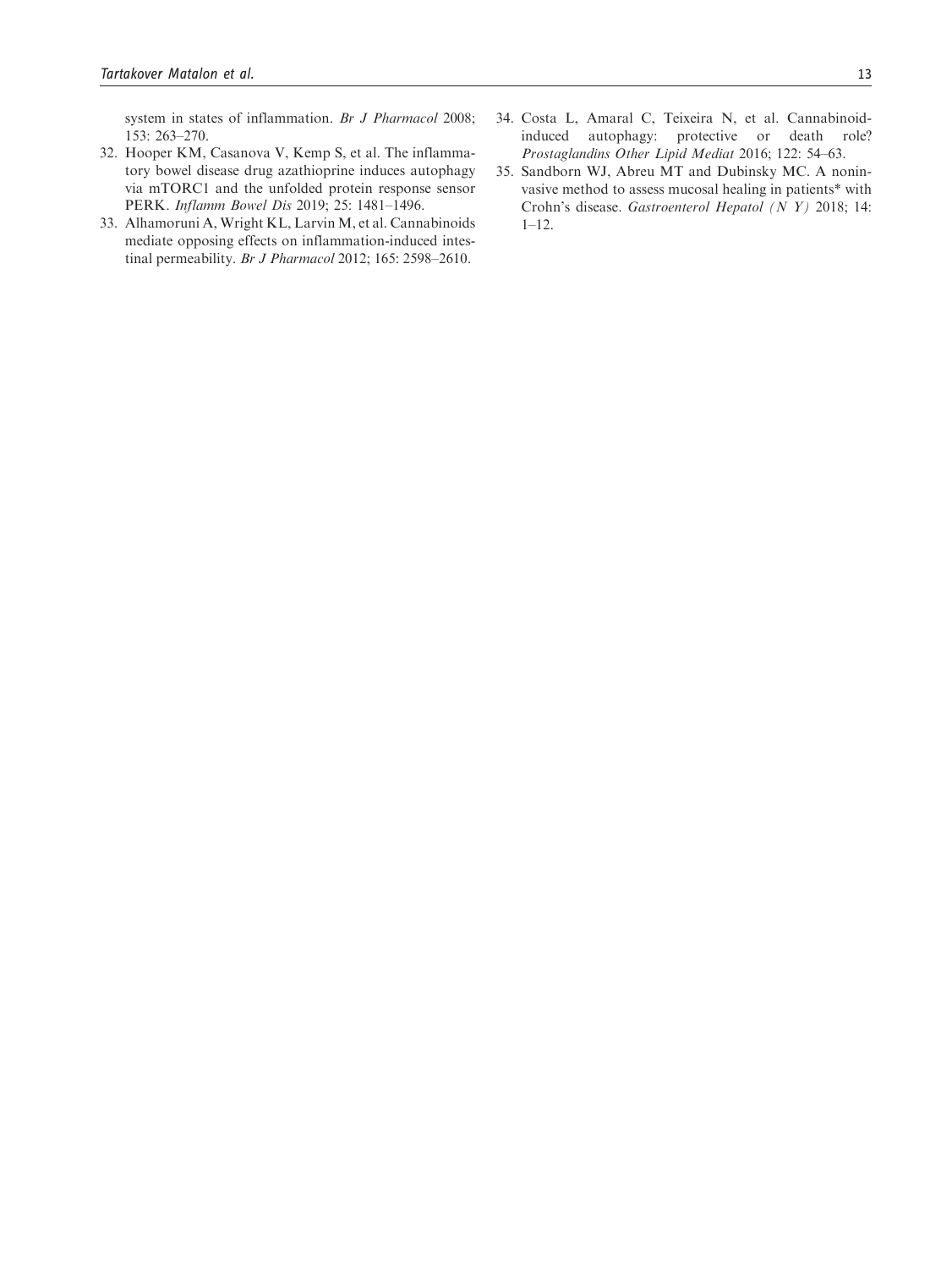system in states of inflammation. *Br J Pharmacol* 2008; 153: 263–270.

32. Hooper KM, Casanova V, Kemp S, et al. The inflammatory bowel disease drug azathioprine induces autophagy via mTORC1 and the unfolded protein response sensor PERK. *Inflamm Bowel Dis* 2019; 25: 1481–1496.
33. Alhamoruni A, Wright KL, Larvin M, et al. Cannabinoids mediate opposing effects on inflammation-induced intestinal permeability. *Br J Pharmacol* 2012; 165: 2598–2610.
34. Costa L, Amaral C, Teixeira N, et al. Cannabinoid-induced autophagy: protective or death role? *Prostaglandins Other Lipid Mediat* 2016; 122: 54–63.
35. Sandborn WJ, Abreu MT and Dubinsky MC. A noninvasive method to assess mucosal healing in patients* with Crohn's disease. *Gastroenterol Hepatol (N Y)* 2018; 14: 1–12.